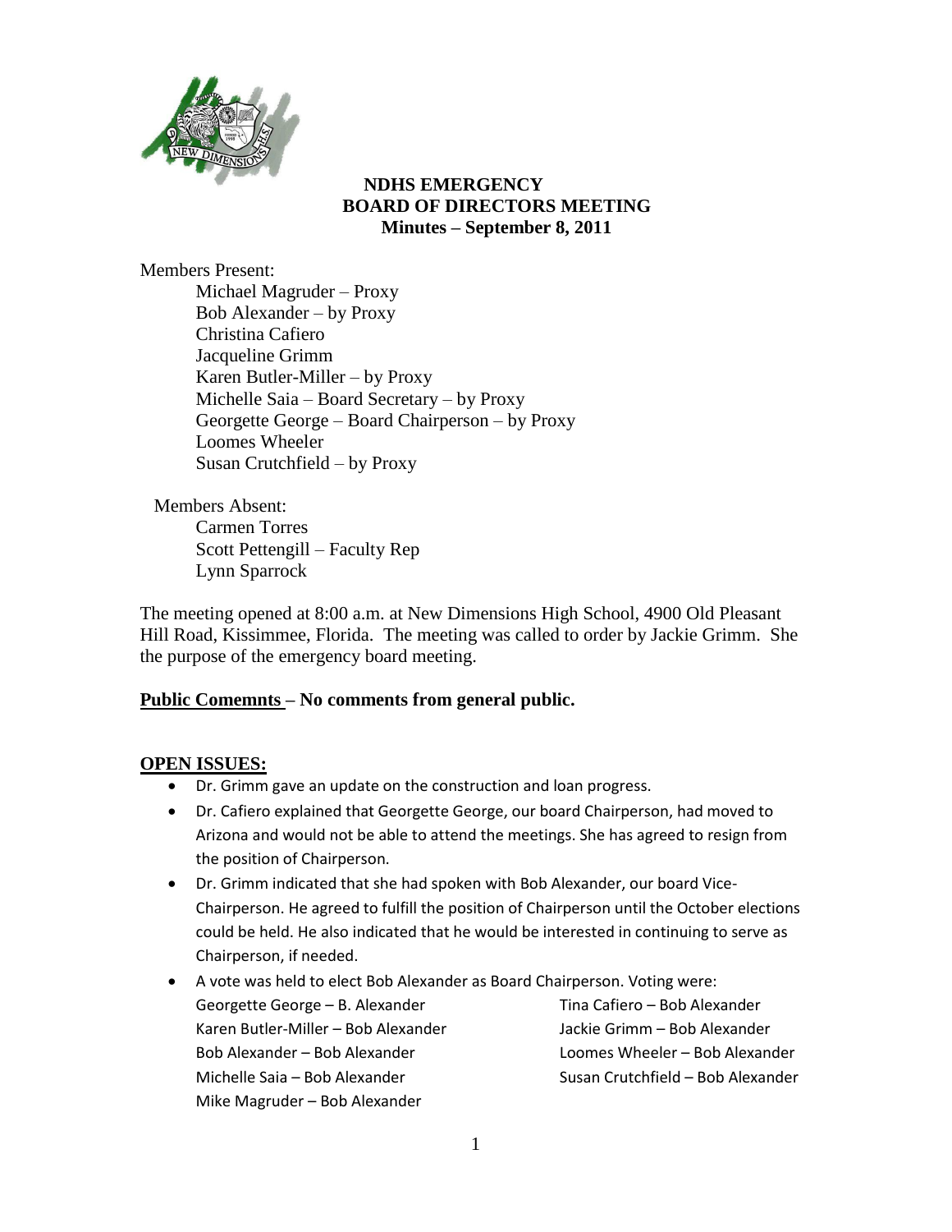# NDHS EMERGENCY BOARD OF DIRECTORS MEETING

**Minutes – September 8, 2011**

Members Present:

- Michael Magruder – Proxy
- Bob Alexander – by Proxy
- Christina Cafiero
- Jacqueline Grimm
- Karen Butler-Miller – by Proxy
- Michelle Saia – Board Secretary – by Proxy
- Georgette George – Board Chairperson – by Proxy
- Loomes Wheeler
- Susan Crutchfield – by Proxy

Members Absent:

- Carmen Torres
- Scott Pettengill – Faculty Rep
- Lynn Sparrock

The meeting opened at 8:00 a.m. at New Dimensions High School, 4900 Old Pleasant Hill Road, Kissimmee, Florida. The meeting was called to order by Jackie Grimm. She the purpose of the emergency board meeting.

**Public Comemnts – No comments from general public.**

**OPEN ISSUES:**

- Dr. Grimm gave an update on the construction and loan progress.
- Dr. Cafiero explained that Georgette George, our board Chairperson, had moved to Arizona and would not be able to attend the meetings. She has agreed to resign from the position of Chairperson.
- Dr. Grimm indicated that she had spoken with Bob Alexander, our board Vice-Chairperson. He agreed to fulfill the position of Chairperson until the October elections could be held. He also indicated that he would be interested in continuing to serve as Chairperson, if needed.
- A vote was held to elect Bob Alexander as Board Chairperson. Voting were:
  - Georgette George – B. Alexander
  - Tina Cafiero – Bob Alexander
  - Karen Butler-Miller – Bob Alexander
  - Jackie Grimm – Bob Alexander
  - Bob Alexander – Bob Alexander
  - Loomes Wheeler – Bob Alexander
  - Michelle Saia – Bob Alexander
  - Susan Crutchfield – Bob Alexander
  - Mike Magruder – Bob Alexander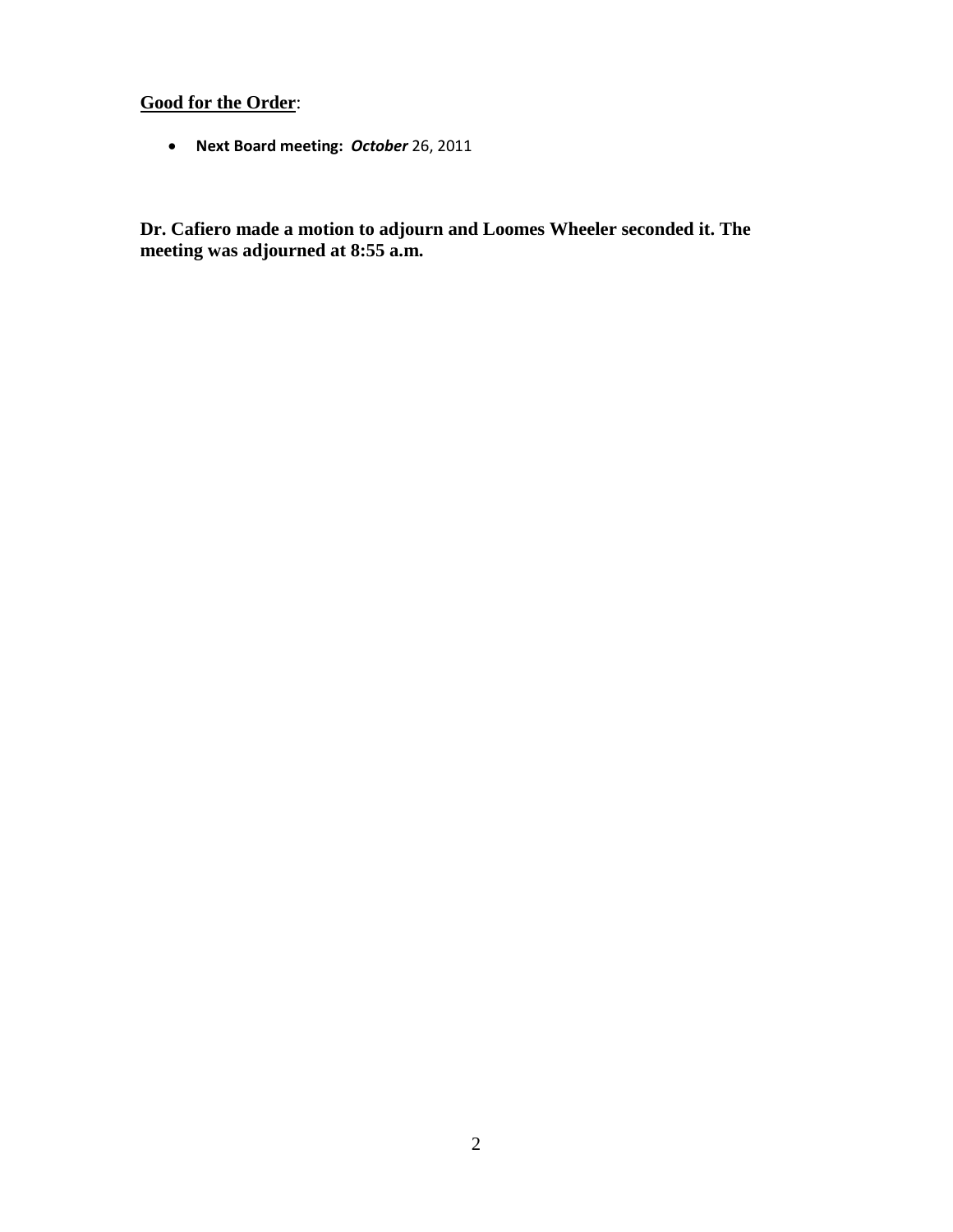**Good for the Order**:

- **Next Board meeting:** ***October*** 26, 2011

**Dr. Cafiero made a motion to adjourn and Loomes Wheeler seconded it. The meeting was adjourned at 8:55 a.m.**